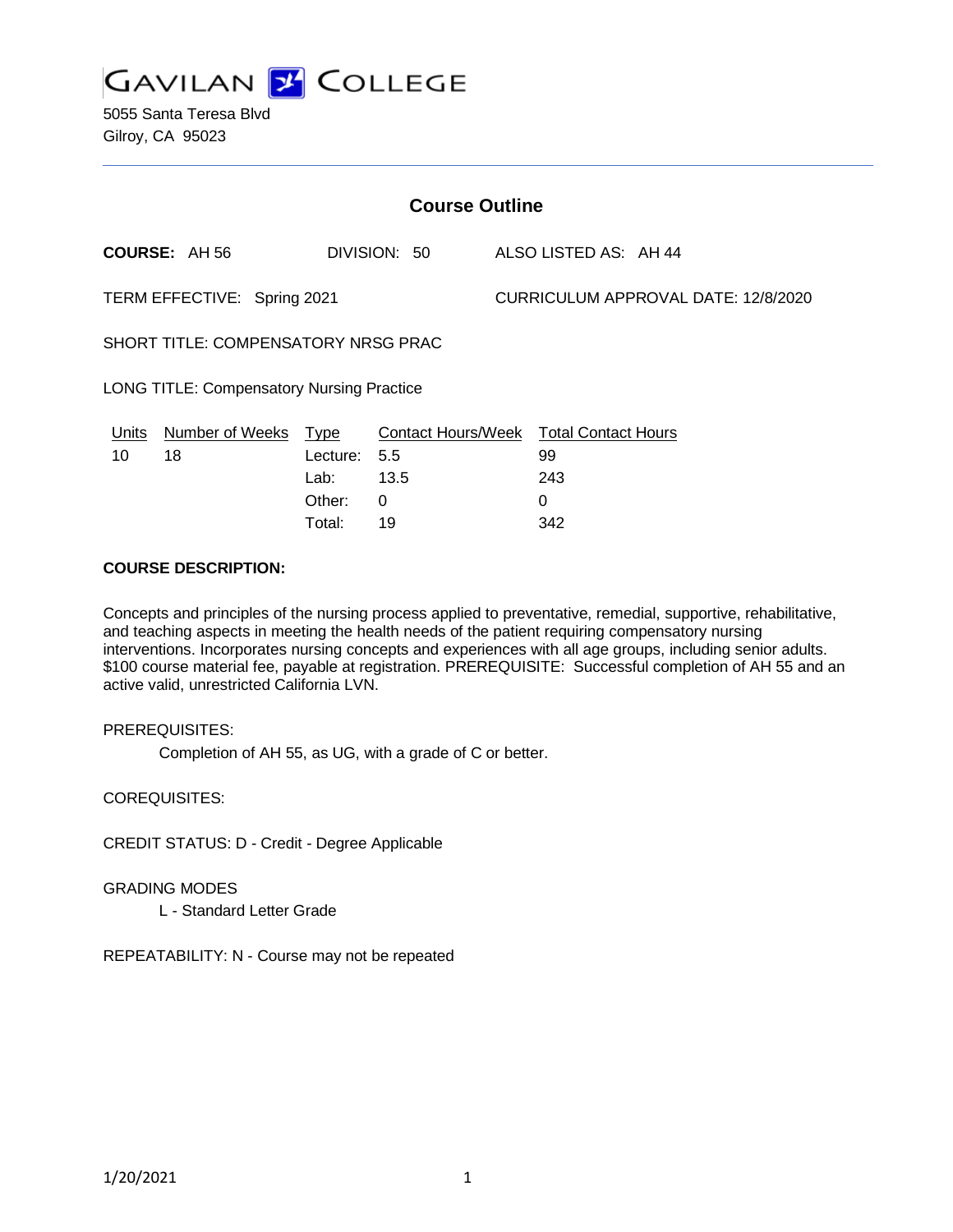# GAVILAN COLLEGE

5055 Santa Teresa Blvd
Gilroy, CA 95023

## Course Outline

**COURSE:** AH 56 DIVISION: 50 ALSO LISTED AS: AH 44

TERM EFFECTIVE: Spring 2021 CURRICULUM APPROVAL DATE: 12/8/2020

SHORT TITLE: COMPENSATORY NRSG PRAC

LONG TITLE: Compensatory Nursing Practice

| Units | Number of Weeks | Type | Contact Hours/Week | Total Contact Hours |
|---|---|---|---|---|
| 10 | 18 | Lecture: | 5.5 | 99 |
| | | Lab: | 13.5 | 243 |
| | | Other: | 0 | 0 |
| | | Total: | 19 | 342 |

**COURSE DESCRIPTION:**

Concepts and principles of the nursing process applied to preventative, remedial, supportive, rehabilitative, and teaching aspects in meeting the health needs of the patient requiring compensatory nursing interventions. Incorporates nursing concepts and experiences with all age groups, including senior adults. $100 course material fee, payable at registration. PREREQUISITE: Successful completion of AH 55 and an active valid, unrestricted California LVN.

PREREQUISITES:

Completion of AH 55, as UG, with a grade of C or better.

COREQUISITES:

CREDIT STATUS: D - Credit - Degree Applicable

GRADING MODES

L - Standard Letter Grade

REPEATABILITY: N - Course may not be repeated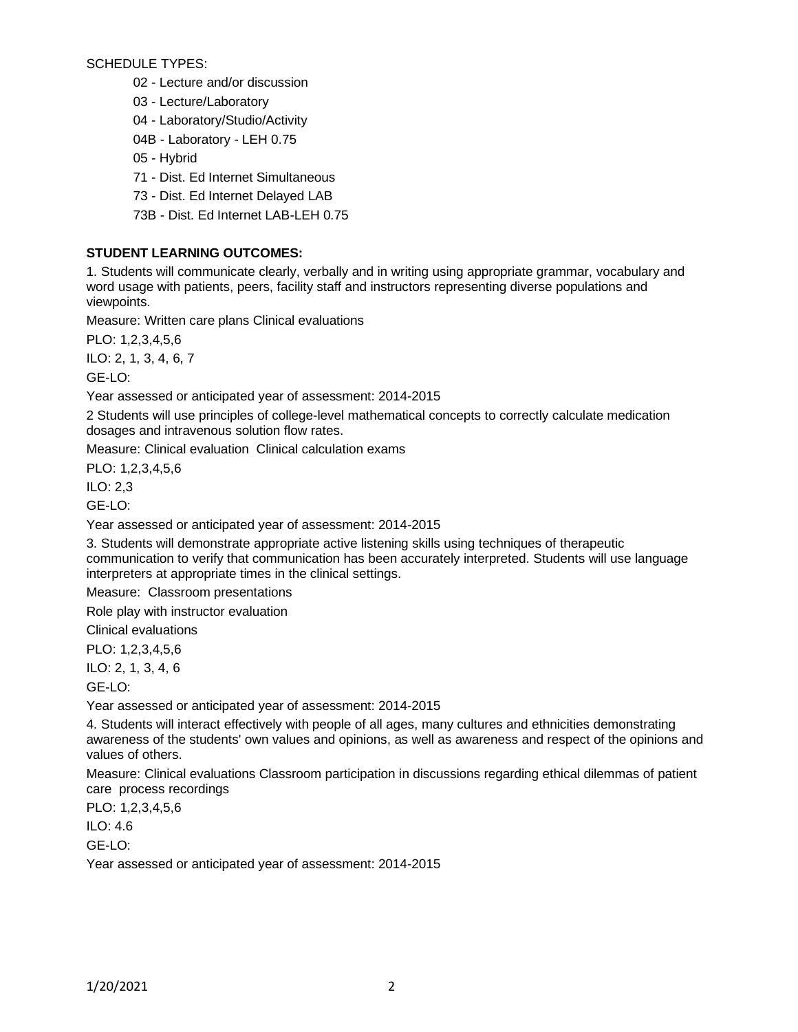SCHEDULE TYPES:

- 02 - Lecture and/or discussion
- 03 - Lecture/Laboratory
- 04 - Laboratory/Studio/Activity
- 04B - Laboratory - LEH 0.75
- 05 - Hybrid
- 71 - Dist. Ed Internet Simultaneous
- 73 - Dist. Ed Internet Delayed LAB
- 73B - Dist. Ed Internet LAB-LEH 0.75

**STUDENT LEARNING OUTCOMES:**

1. Students will communicate clearly, verbally and in writing using appropriate grammar, vocabulary and word usage with patients, peers, facility staff and instructors representing diverse populations and viewpoints.

Measure: Written care plans Clinical evaluations

PLO: 1,2,3,4,5,6

ILO: 2, 1, 3, 4, 6, 7

GE-LO:

Year assessed or anticipated year of assessment: 2014-2015

2 Students will use principles of college-level mathematical concepts to correctly calculate medication dosages and intravenous solution flow rates.

Measure: Clinical evaluation  Clinical calculation exams

PLO: 1,2,3,4,5,6

ILO: 2,3

GE-LO:

Year assessed or anticipated year of assessment: 2014-2015

3. Students will demonstrate appropriate active listening skills using techniques of therapeutic communication to verify that communication has been accurately interpreted. Students will use language interpreters at appropriate times in the clinical settings.

Measure:  Classroom presentations

Role play with instructor evaluation

Clinical evaluations

PLO: 1,2,3,4,5,6

ILO: 2, 1, 3, 4, 6

GE-LO:

Year assessed or anticipated year of assessment: 2014-2015

4. Students will interact effectively with people of all ages, many cultures and ethnicities demonstrating awareness of the students' own values and opinions, as well as awareness and respect of the opinions and values of others.

Measure: Clinical evaluations Classroom participation in discussions regarding ethical dilemmas of patient care  process recordings

PLO: 1,2,3,4,5,6

ILO: 4.6

GE-LO:

Year assessed or anticipated year of assessment: 2014-2015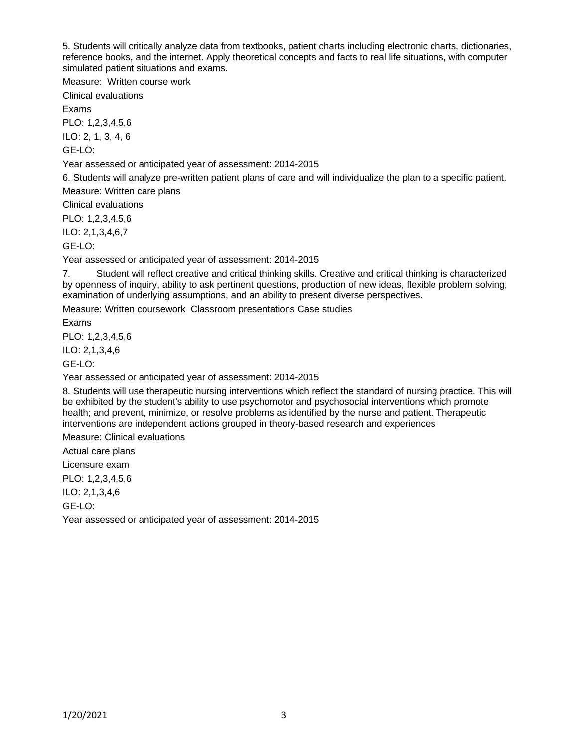5. Students will critically analyze data from textbooks, patient charts including electronic charts, dictionaries, reference books, and the internet. Apply theoretical concepts and facts to real life situations, with computer simulated patient situations and exams.

Measure: Written course work

Clinical evaluations

Exams

PLO: 1,2,3,4,5,6

ILO: 2, 1, 3, 4, 6

GE-LO:

Year assessed or anticipated year of assessment: 2014-2015

6. Students will analyze pre-written patient plans of care and will individualize the plan to a specific patient.

Measure: Written care plans

Clinical evaluations

PLO: 1,2,3,4,5,6

ILO: 2,1,3,4,6,7

GE-LO:

Year assessed or anticipated year of assessment: 2014-2015

7. Student will reflect creative and critical thinking skills. Creative and critical thinking is characterized by openness of inquiry, ability to ask pertinent questions, production of new ideas, flexible problem solving, examination of underlying assumptions, and an ability to present diverse perspectives.

Measure: Written coursework Classroom presentations Case studies

Exams

PLO: 1,2,3,4,5,6

ILO: 2,1,3,4,6

GE-LO:

Year assessed or anticipated year of assessment: 2014-2015

8. Students will use therapeutic nursing interventions which reflect the standard of nursing practice. This will be exhibited by the student's ability to use psychomotor and psychosocial interventions which promote health; and prevent, minimize, or resolve problems as identified by the nurse and patient. Therapeutic interventions are independent actions grouped in theory-based research and experiences

Measure: Clinical evaluations

Actual care plans

Licensure exam

PLO: 1,2,3,4,5,6

ILO: 2,1,3,4,6

GE-LO:

Year assessed or anticipated year of assessment: 2014-2015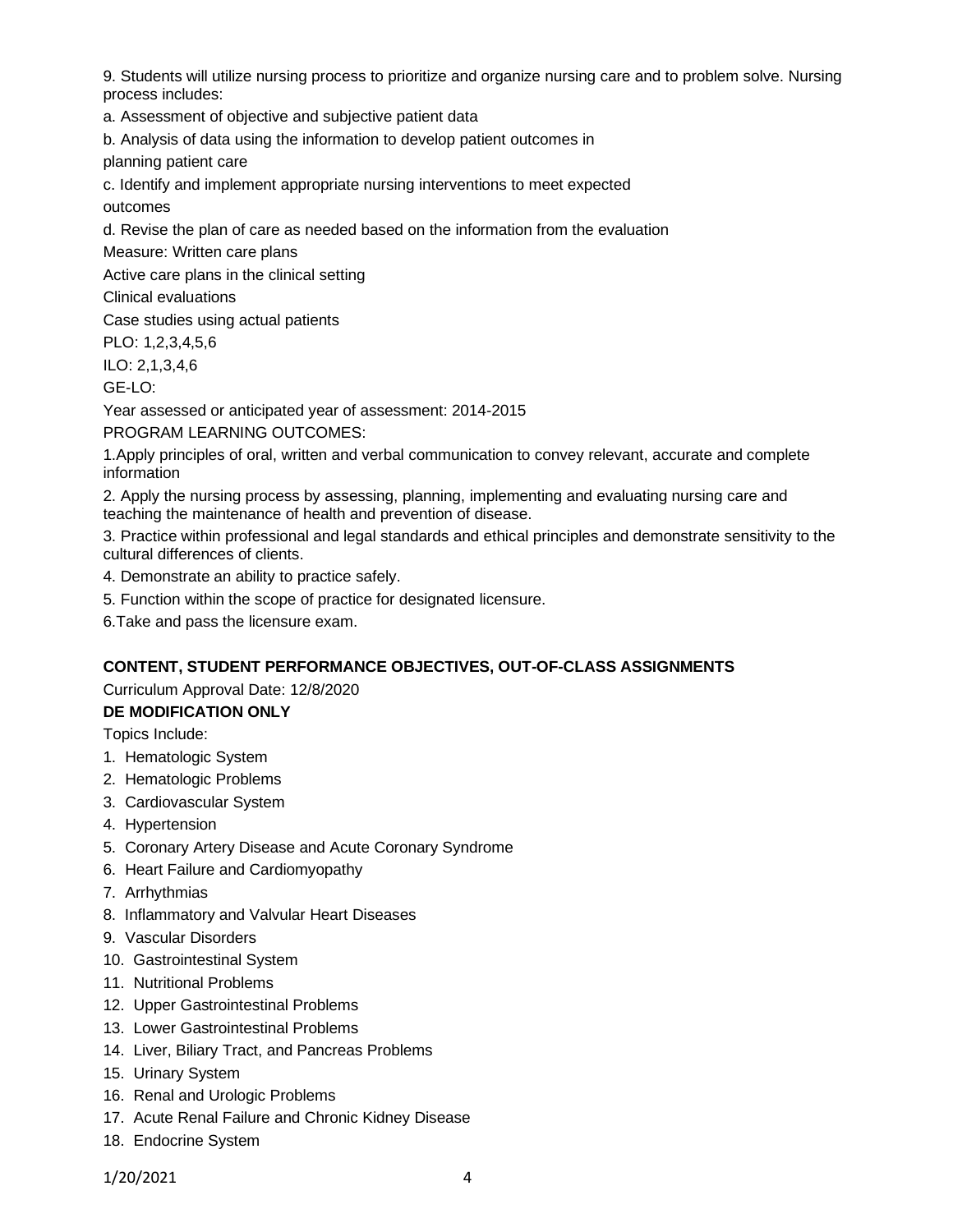9. Students will utilize nursing process to prioritize and organize nursing care and to problem solve. Nursing process includes:

a. Assessment of objective and subjective patient data

b. Analysis of data using the information to develop patient outcomes in planning patient care

c. Identify and implement appropriate nursing interventions to meet expected outcomes

d. Revise the plan of care as needed based on the information from the evaluation

Measure: Written care plans

Active care plans in the clinical setting

Clinical evaluations

Case studies using actual patients

PLO: 1,2,3,4,5,6

ILO: 2,1,3,4,6

GE-LO:

Year assessed or anticipated year of assessment: 2014-2015

PROGRAM LEARNING OUTCOMES:

1.Apply principles of oral, written and verbal communication to convey relevant, accurate and complete information

2. Apply the nursing process by assessing, planning, implementing and evaluating nursing care and teaching the maintenance of health and prevention of disease.

3. Practice within professional and legal standards and ethical principles and demonstrate sensitivity to the cultural differences of clients.

4. Demonstrate an ability to practice safely.

5. Function within the scope of practice for designated licensure.

6.Take and pass the licensure exam.

**CONTENT, STUDENT PERFORMANCE OBJECTIVES, OUT-OF-CLASS ASSIGNMENTS**

Curriculum Approval Date: 12/8/2020

**DE MODIFICATION ONLY**

Topics Include:

1. Hematologic System
2. Hematologic Problems
3. Cardiovascular System
4. Hypertension
5. Coronary Artery Disease and Acute Coronary Syndrome
6. Heart Failure and Cardiomyopathy
7. Arrhythmias
8. Inflammatory and Valvular Heart Diseases
9. Vascular Disorders
10. Gastrointestinal System
11. Nutritional Problems
12. Upper Gastrointestinal Problems
13. Lower Gastrointestinal Problems
14. Liver, Biliary Tract, and Pancreas Problems
15. Urinary System
16. Renal and Urologic Problems
17. Acute Renal Failure and Chronic Kidney Disease
18. Endocrine System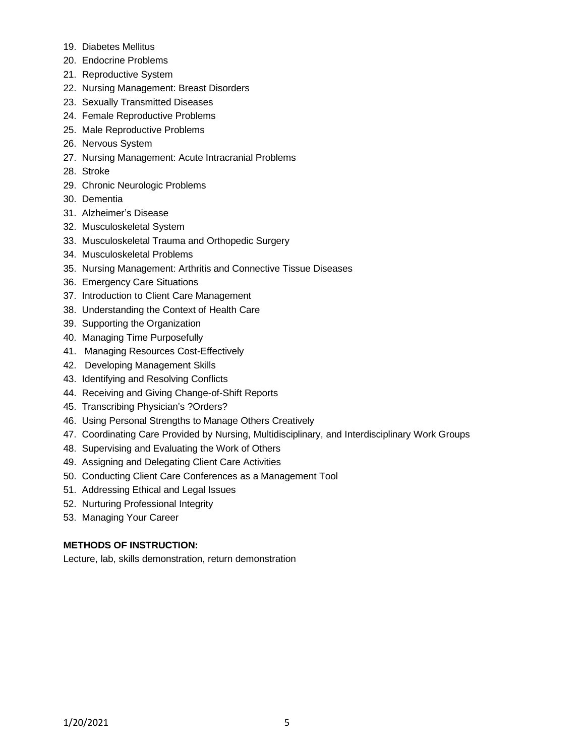19. Diabetes Mellitus
20. Endocrine Problems
21. Reproductive System
22. Nursing Management: Breast Disorders
23. Sexually Transmitted Diseases
24. Female Reproductive Problems
25. Male Reproductive Problems
26. Nervous System
27. Nursing Management: Acute Intracranial Problems
28. Stroke
29. Chronic Neurologic Problems
30. Dementia
31. Alzheimer's Disease
32. Musculoskeletal System
33. Musculoskeletal Trauma and Orthopedic Surgery
34. Musculoskeletal Problems
35. Nursing Management: Arthritis and Connective Tissue Diseases
36. Emergency Care Situations
37. Introduction to Client Care Management
38. Understanding the Context of Health Care
39. Supporting the Organization
40. Managing Time Purposefully
41. Managing Resources Cost-Effectively
42. Developing Management Skills
43. Identifying and Resolving Conflicts
44. Receiving and Giving Change-of-Shift Reports
45. Transcribing Physician's ?Orders?
46. Using Personal Strengths to Manage Others Creatively
47. Coordinating Care Provided by Nursing, Multidisciplinary, and Interdisciplinary Work Groups
48. Supervising and Evaluating the Work of Others
49. Assigning and Delegating Client Care Activities
50. Conducting Client Care Conferences as a Management Tool
51. Addressing Ethical and Legal Issues
52. Nurturing Professional Integrity
53. Managing Your Career

**METHODS OF INSTRUCTION:**

Lecture, lab, skills demonstration, return demonstration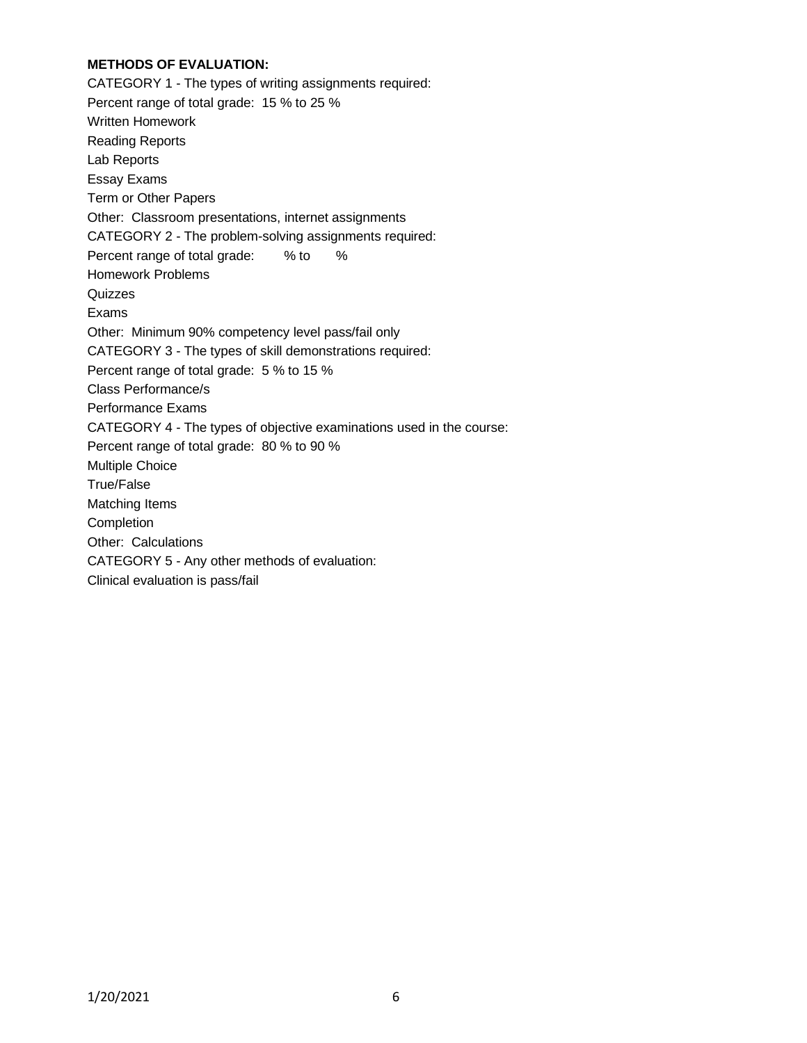**METHODS OF EVALUATION:**

CATEGORY 1 - The types of writing assignments required:

Percent range of total grade: 15 % to 25 %

Written Homework

Reading Reports

Lab Reports

Essay Exams

Term or Other Papers

Other: Classroom presentations, internet assignments

CATEGORY 2 - The problem-solving assignments required:

Percent range of total grade: % to %

Homework Problems

Quizzes

Exams

Other: Minimum 90% competency level pass/fail only

CATEGORY 3 - The types of skill demonstrations required:

Percent range of total grade: 5 % to 15 %

Class Performance/s

Performance Exams

CATEGORY 4 - The types of objective examinations used in the course:

Percent range of total grade: 80 % to 90 %

Multiple Choice

True/False

Matching Items

Completion

Other: Calculations

CATEGORY 5 - Any other methods of evaluation:

Clinical evaluation is pass/fail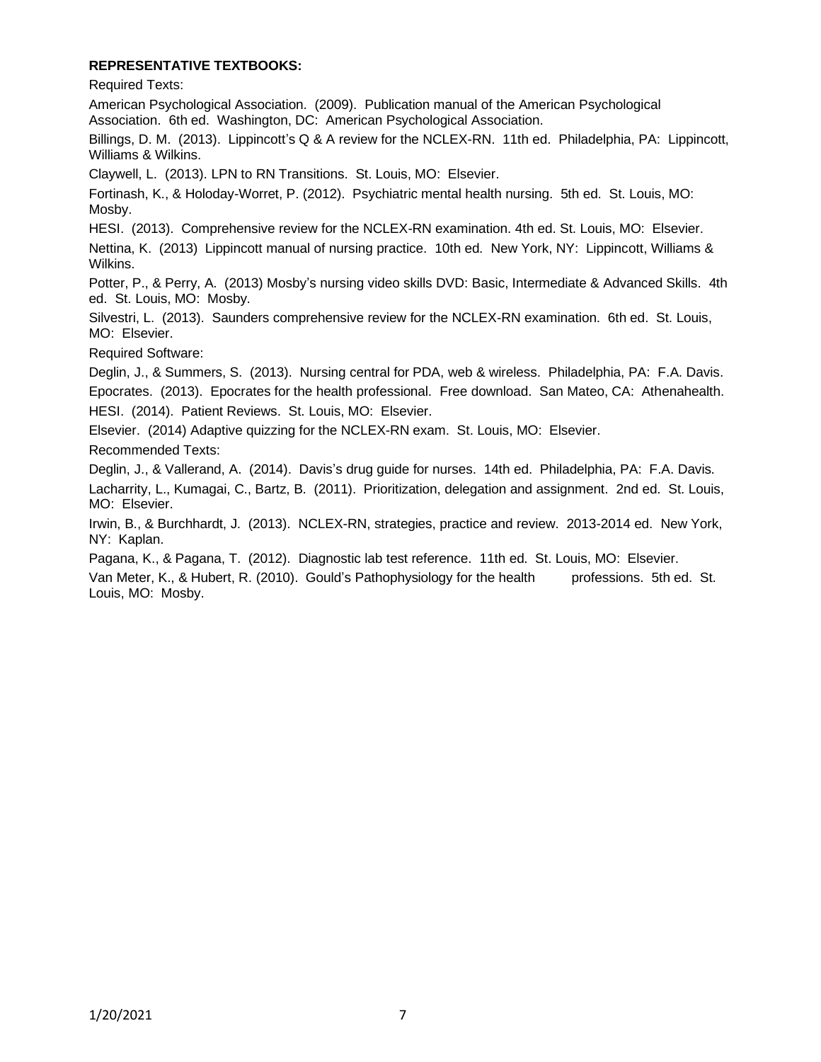**REPRESENTATIVE TEXTBOOKS:**

Required Texts:

American Psychological Association. (2009). Publication manual of the American Psychological Association. 6th ed. Washington, DC: American Psychological Association.

Billings, D. M. (2013). Lippincott's Q & A review for the NCLEX-RN. 11th ed. Philadelphia, PA: Lippincott, Williams & Wilkins.

Claywell, L. (2013). LPN to RN Transitions. St. Louis, MO: Elsevier.

Fortinash, K., & Holoday-Worret, P. (2012). Psychiatric mental health nursing. 5th ed. St. Louis, MO: Mosby.

HESI. (2013). Comprehensive review for the NCLEX-RN examination. 4th ed. St. Louis, MO: Elsevier.

Nettina, K. (2013) Lippincott manual of nursing practice. 10th ed. New York, NY: Lippincott, Williams & Wilkins.

Potter, P., & Perry, A. (2013) Mosby's nursing video skills DVD: Basic, Intermediate & Advanced Skills. 4th ed. St. Louis, MO: Mosby.

Silvestri, L. (2013). Saunders comprehensive review for the NCLEX-RN examination. 6th ed. St. Louis, MO: Elsevier.

Required Software:

Deglin, J., & Summers, S. (2013). Nursing central for PDA, web & wireless. Philadelphia, PA: F.A. Davis.

Epocrates. (2013). Epocrates for the health professional. Free download. San Mateo, CA: Athenahealth.

HESI. (2014). Patient Reviews. St. Louis, MO: Elsevier.

Elsevier. (2014) Adaptive quizzing for the NCLEX-RN exam. St. Louis, MO: Elsevier.

Recommended Texts:

Deglin, J., & Vallerand, A. (2014). Davis's drug guide for nurses. 14th ed. Philadelphia, PA: F.A. Davis.

Lacharrity, L., Kumagai, C., Bartz, B. (2011). Prioritization, delegation and assignment. 2nd ed. St. Louis, MO: Elsevier.

Irwin, B., & Burchhardt, J. (2013). NCLEX-RN, strategies, practice and review. 2013-2014 ed. New York, NY: Kaplan.

Pagana, K., & Pagana, T. (2012). Diagnostic lab test reference. 11th ed. St. Louis, MO: Elsevier.

Van Meter, K., & Hubert, R. (2010). Gould's Pathophysiology for the health professions. 5th ed. St. Louis, MO: Mosby.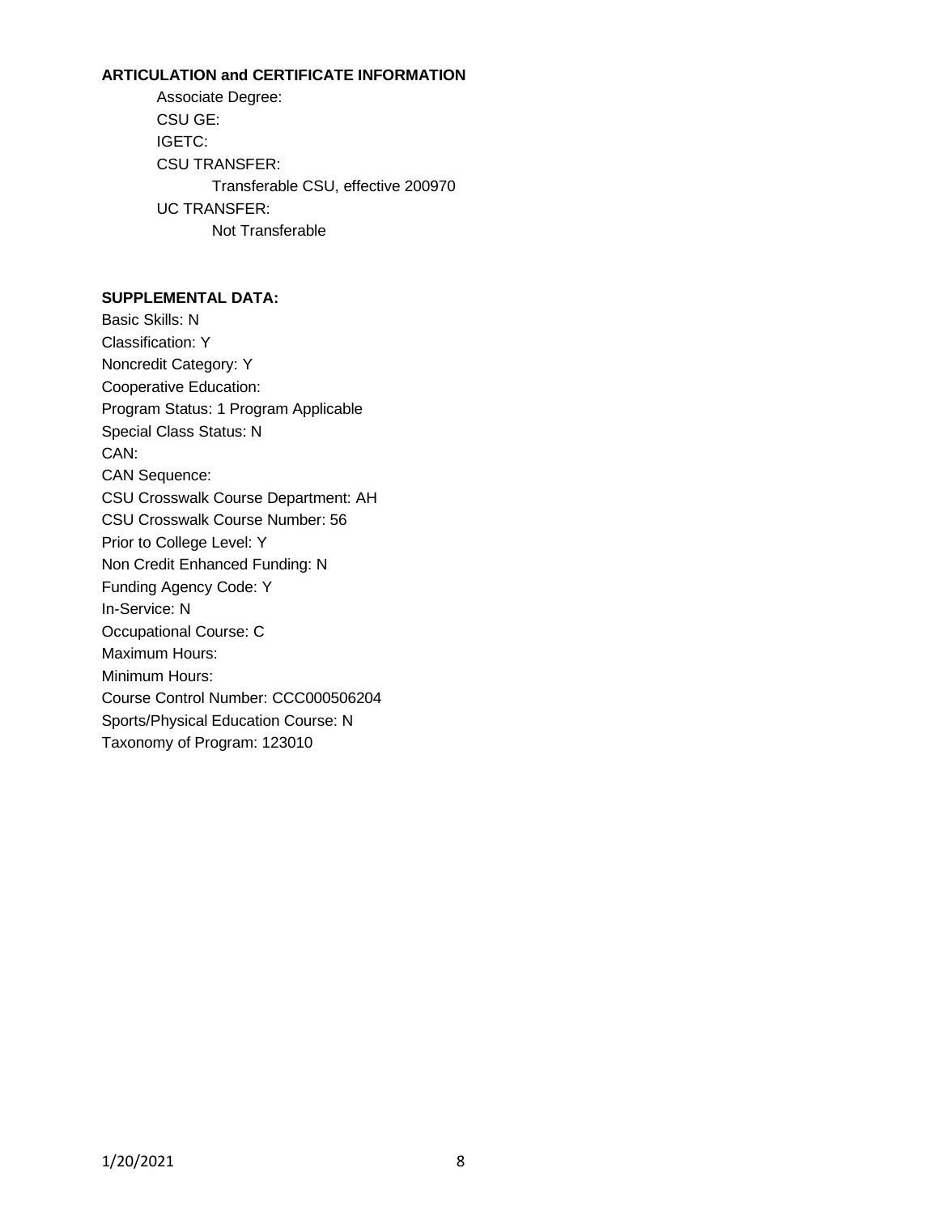**ARTICULATION and CERTIFICATE INFORMATION**

Associate Degree:

CSU GE:

IGETC:

CSU TRANSFER:

Transferable CSU, effective 200970

UC TRANSFER:

Not Transferable

**SUPPLEMENTAL DATA:**

Basic Skills: N

Classification: Y

Noncredit Category: Y

Cooperative Education:

Program Status: 1 Program Applicable

Special Class Status: N

CAN:

CAN Sequence:

CSU Crosswalk Course Department: AH

CSU Crosswalk Course Number: 56

Prior to College Level: Y

Non Credit Enhanced Funding: N

Funding Agency Code: Y

In-Service: N

Occupational Course: C

Maximum Hours:

Minimum Hours:

Course Control Number: CCC000506204

Sports/Physical Education Course: N

Taxonomy of Program: 123010